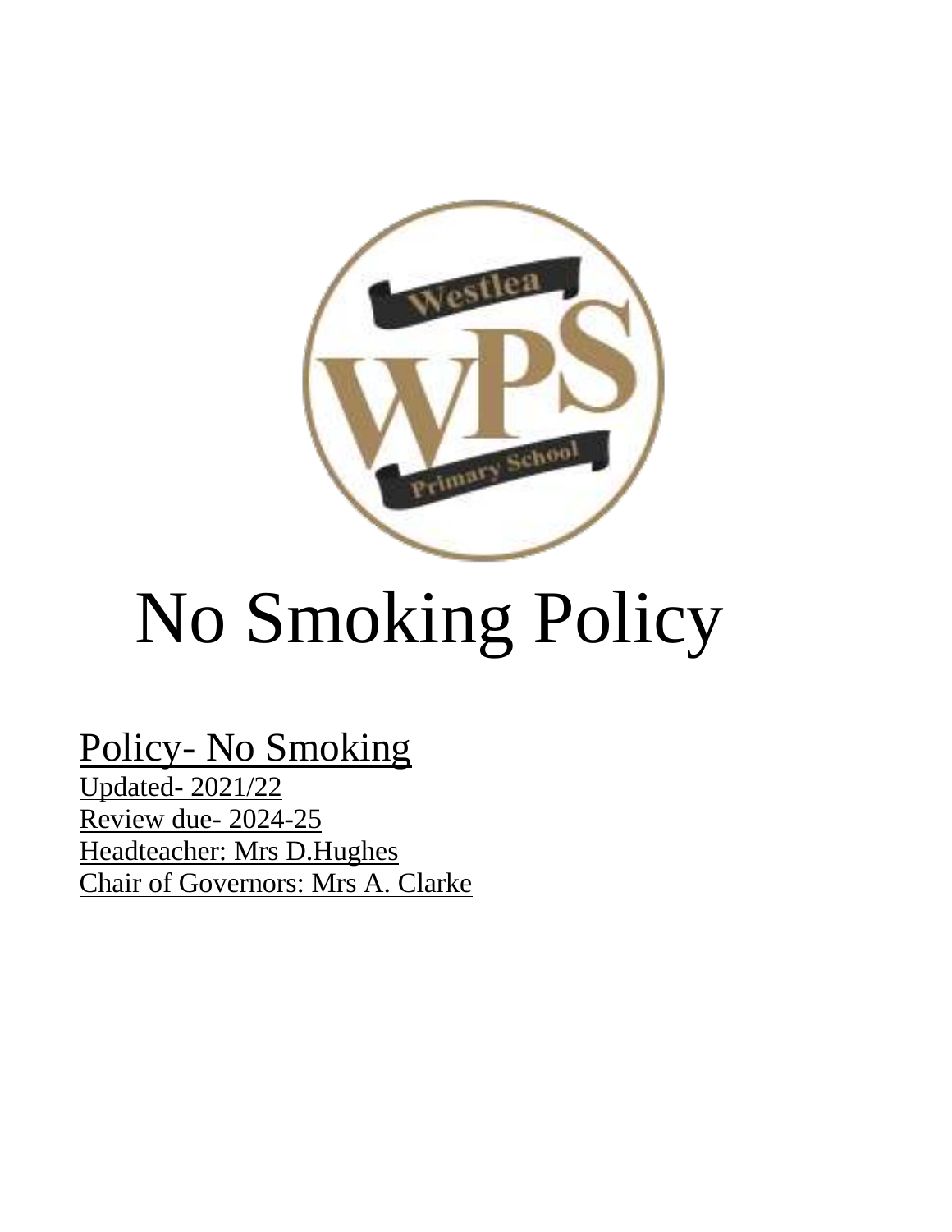# No Smoking Policy

Policy- No Smoking

Updated- 2021/22

Review due- 2024-25

Headteacher: Mrs D.Hughes

Chair of Governors: Mrs A. Clarke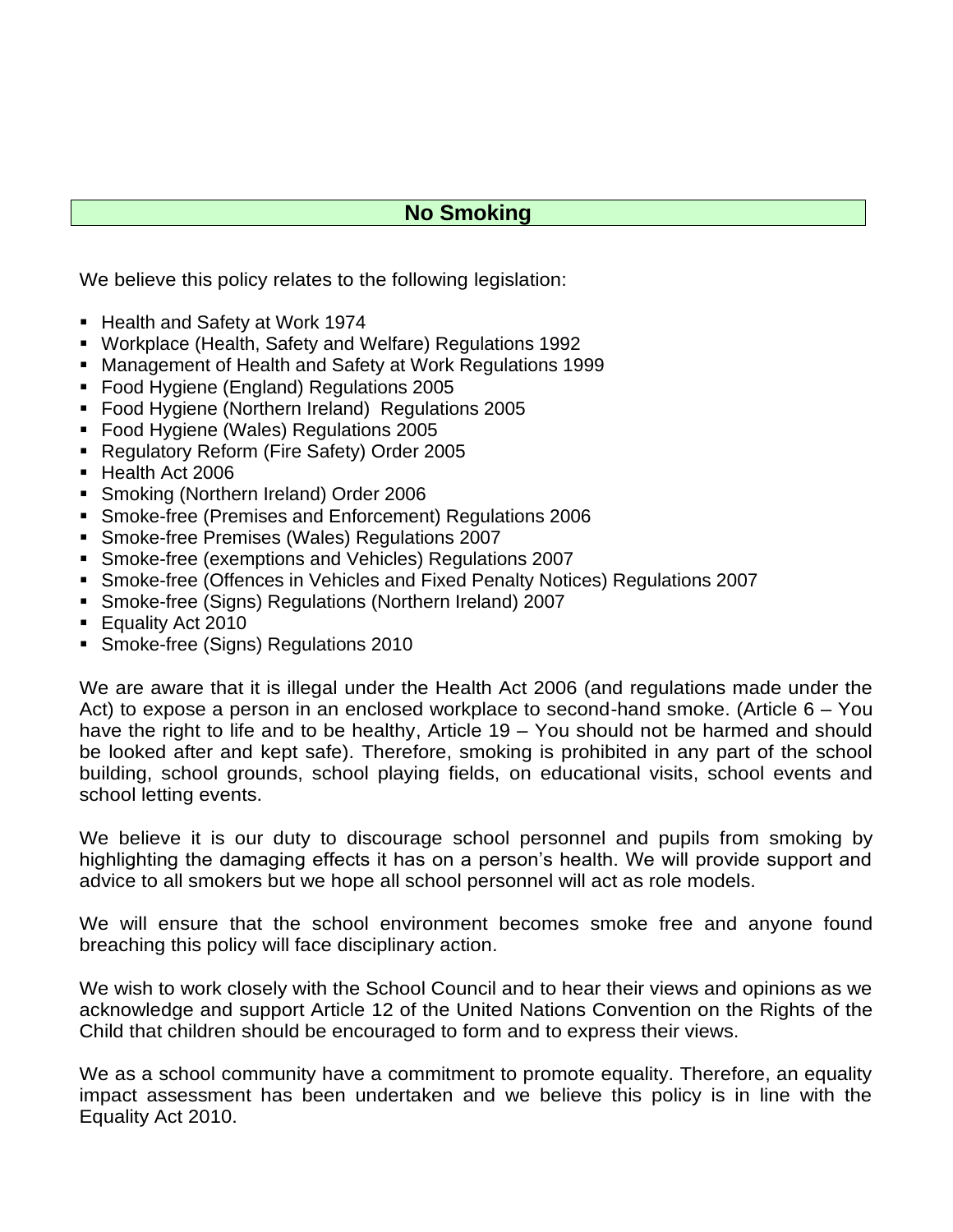## No Smoking

We believe this policy relates to the following legislation:

- Health and Safety at Work 1974
- Workplace (Health, Safety and Welfare) Regulations 1992
- Management of Health and Safety at Work Regulations 1999
- Food Hygiene (England) Regulations 2005
- Food Hygiene (Northern Ireland) Regulations 2005
- Food Hygiene (Wales) Regulations 2005
- Regulatory Reform (Fire Safety) Order 2005
- Health Act 2006
- Smoking (Northern Ireland) Order 2006
- Smoke-free (Premises and Enforcement) Regulations 2006
- Smoke-free Premises (Wales) Regulations 2007
- Smoke-free (exemptions and Vehicles) Regulations 2007
- Smoke-free (Offences in Vehicles and Fixed Penalty Notices) Regulations 2007
- Smoke-free (Signs) Regulations (Northern Ireland) 2007
- Equality Act 2010
- Smoke-free (Signs) Regulations 2010

We are aware that it is illegal under the Health Act 2006 (and regulations made under the Act) to expose a person in an enclosed workplace to second-hand smoke. (Article 6 – You have the right to life and to be healthy, Article 19 – You should not be harmed and should be looked after and kept safe). Therefore, smoking is prohibited in any part of the school building, school grounds, school playing fields, on educational visits, school events and school letting events.

We believe it is our duty to discourage school personnel and pupils from smoking by highlighting the damaging effects it has on a person's health. We will provide support and advice to all smokers but we hope all school personnel will act as role models.

We will ensure that the school environment becomes smoke free and anyone found breaching this policy will face disciplinary action.

We wish to work closely with the School Council and to hear their views and opinions as we acknowledge and support Article 12 of the United Nations Convention on the Rights of the Child that children should be encouraged to form and to express their views.

We as a school community have a commitment to promote equality. Therefore, an equality impact assessment has been undertaken and we believe this policy is in line with the Equality Act 2010.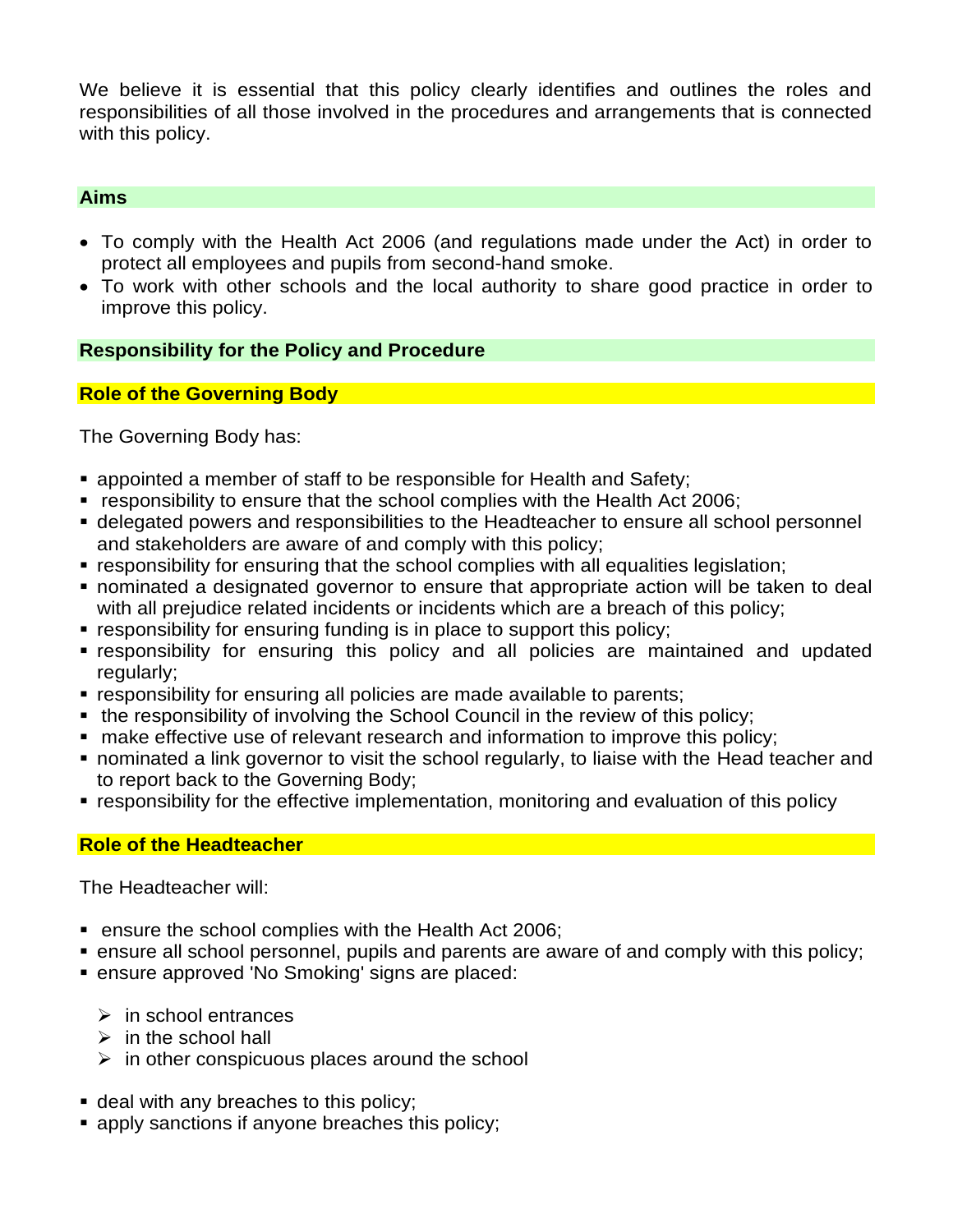We believe it is essential that this policy clearly identifies and outlines the roles and responsibilities of all those involved in the procedures and arrangements that is connected with this policy.

## Aims

- To comply with the Health Act 2006 (and regulations made under the Act) in order to protect all employees and pupils from second-hand smoke.
- To work with other schools and the local authority to share good practice in order to improve this policy.

## Responsibility for the Policy and Procedure

### Role of the Governing Body

The Governing Body has:

- appointed a member of staff to be responsible for Health and Safety;
- responsibility to ensure that the school complies with the Health Act 2006;
- delegated powers and responsibilities to the Headteacher to ensure all school personnel and stakeholders are aware of and comply with this policy;
- responsibility for ensuring that the school complies with all equalities legislation;
- nominated a designated governor to ensure that appropriate action will be taken to deal with all prejudice related incidents or incidents which are a breach of this policy;
- responsibility for ensuring funding is in place to support this policy;
- responsibility for ensuring this policy and all policies are maintained and updated regularly;
- responsibility for ensuring all policies are made available to parents;
- the responsibility of involving the School Council in the review of this policy;
- make effective use of relevant research and information to improve this policy;
- nominated a link governor to visit the school regularly, to liaise with the Head teacher and to report back to the Governing Body;
- responsibility for the effective implementation, monitoring and evaluation of this policy

### Role of the Headteacher

The Headteacher will:

- ensure the school complies with the Health Act 2006;
- ensure all school personnel, pupils and parents are aware of and comply with this policy;
- ensure approved 'No Smoking' signs are placed:
  - in school entrances
  - in the school hall
  - in other conspicuous places around the school
- deal with any breaches to this policy;
- apply sanctions if anyone breaches this policy;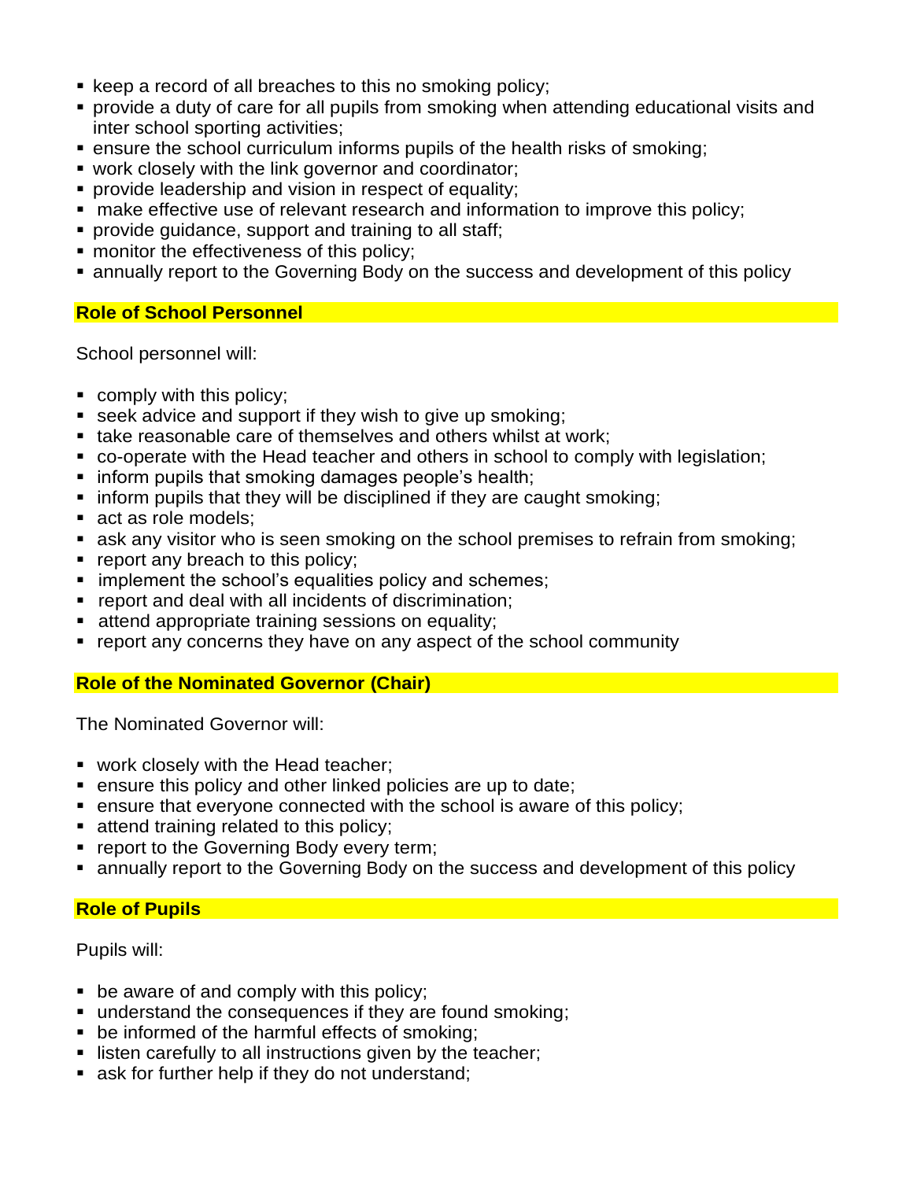- keep a record of all breaches to this no smoking policy;
- provide a duty of care for all pupils from smoking when attending educational visits and inter school sporting activities;
- ensure the school curriculum informs pupils of the health risks of smoking;
- work closely with the link governor and coordinator;
- provide leadership and vision in respect of equality;
- make effective use of relevant research and information to improve this policy;
- provide guidance, support and training to all staff;
- monitor the effectiveness of this policy;
- annually report to the Governing Body on the success and development of this policy

## Role of School Personnel

School personnel will:

- comply with this policy;
- seek advice and support if they wish to give up smoking;
- take reasonable care of themselves and others whilst at work;
- co-operate with the Head teacher and others in school to comply with legislation;
- inform pupils that smoking damages people's health;
- inform pupils that they will be disciplined if they are caught smoking;
- act as role models;
- ask any visitor who is seen smoking on the school premises to refrain from smoking;
- report any breach to this policy;
- implement the school's equalities policy and schemes;
- report and deal with all incidents of discrimination;
- attend appropriate training sessions on equality;
- report any concerns they have on any aspect of the school community

## Role of the Nominated Governor (Chair)

The Nominated Governor will:

- work closely with the Head teacher;
- ensure this policy and other linked policies are up to date;
- ensure that everyone connected with the school is aware of this policy;
- attend training related to this policy;
- report to the Governing Body every term;
- annually report to the Governing Body on the success and development of this policy

## Role of Pupils

Pupils will:

- be aware of and comply with this policy;
- understand the consequences if they are found smoking;
- be informed of the harmful effects of smoking;
- listen carefully to all instructions given by the teacher;
- ask for further help if they do not understand;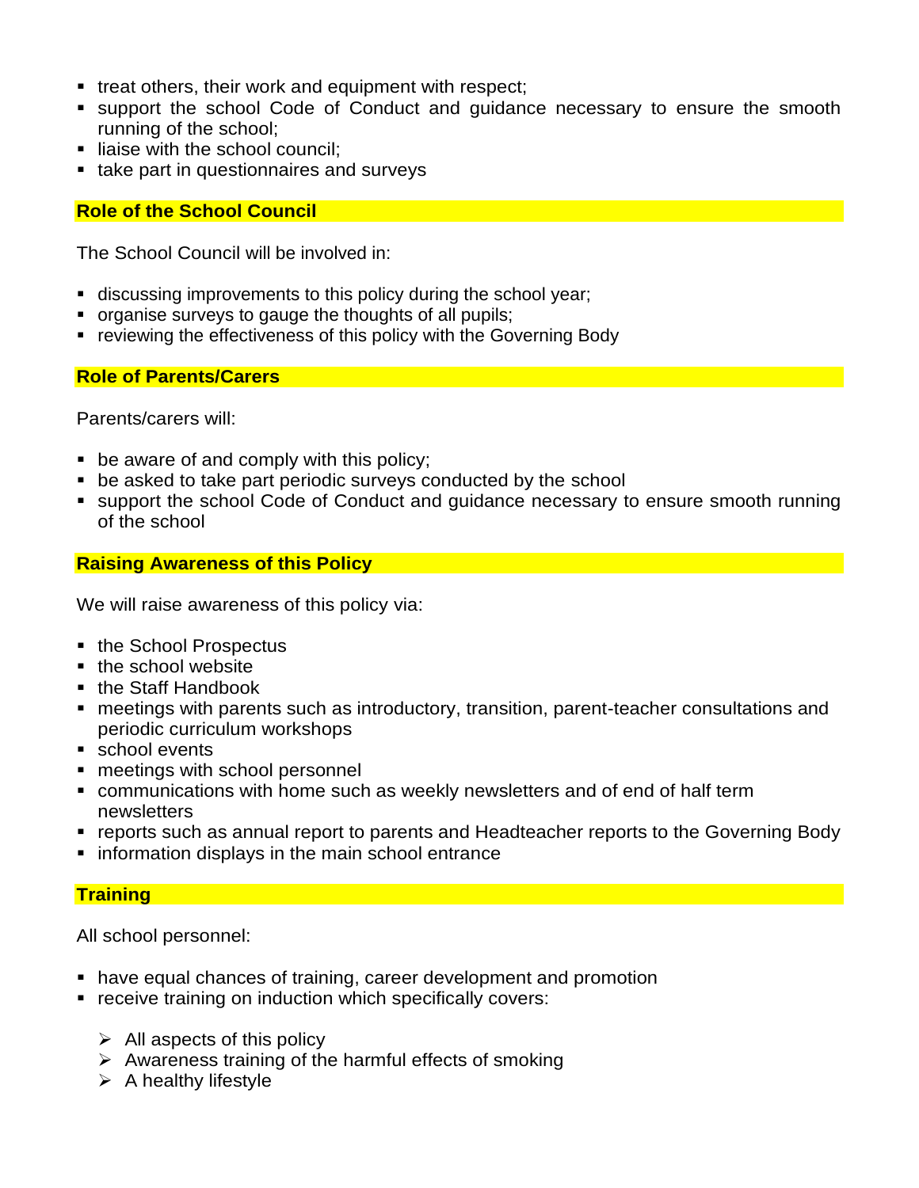- treat others, their work and equipment with respect;
- support the school Code of Conduct and guidance necessary to ensure the smooth running of the school;
- liaise with the school council;
- take part in questionnaires and surveys

## Role of the School Council

The School Council will be involved in:

- discussing improvements to this policy during the school year;
- organise surveys to gauge the thoughts of all pupils;
- reviewing the effectiveness of this policy with the Governing Body

## Role of Parents/Carers

Parents/carers will:

- be aware of and comply with this policy;
- be asked to take part periodic surveys conducted by the school
- support the school Code of Conduct and guidance necessary to ensure smooth running of the school

## Raising Awareness of this Policy

We will raise awareness of this policy via:

- the School Prospectus
- the school website
- the Staff Handbook
- meetings with parents such as introductory, transition, parent-teacher consultations and periodic curriculum workshops
- school events
- meetings with school personnel
- communications with home such as weekly newsletters and of end of half term newsletters
- reports such as annual report to parents and Headteacher reports to the Governing Body
- information displays in the main school entrance

## Training

All school personnel:

- have equal chances of training, career development and promotion
- receive training on induction which specifically covers:
  - All aspects of this policy
  - Awareness training of the harmful effects of smoking
  - A healthy lifestyle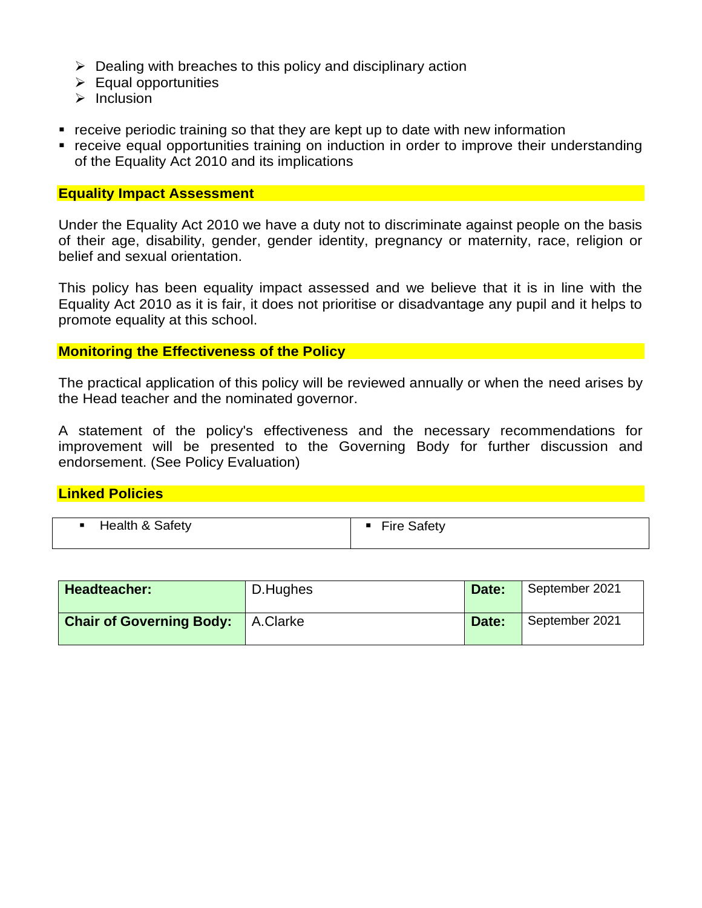- Dealing with breaches to this policy and disciplinary action
    - Equal opportunities
    - Inclusion

- receive periodic training so that they are kept up to date with new information
- receive equal opportunities training on induction in order to improve their understanding of the Equality Act 2010 and its implications

## Equality Impact Assessment

Under the Equality Act 2010 we have a duty not to discriminate against people on the basis of their age, disability, gender, gender identity, pregnancy or maternity, race, religion or belief and sexual orientation.

This policy has been equality impact assessed and we believe that it is in line with the Equality Act 2010 as it is fair, it does not prioritise or disadvantage any pupil and it helps to promote equality at this school.

## Monitoring the Effectiveness of the Policy

The practical application of this policy will be reviewed annually or when the need arises by the Head teacher and the nominated governor.

A statement of the policy's effectiveness and the necessary recommendations for improvement will be presented to the Governing Body for further discussion and endorsement. (See Policy Evaluation)

## Linked Policies

| | |
|---|---|
| ▪ Health & Safety | ▪ Fire Safety |

| | | | |
|---|---|---|---|
| **Headteacher:** | D.Hughes | **Date:** | September 2021 |
| **Chair of Governing Body:** | A.Clarke | **Date:** | September 2021 |